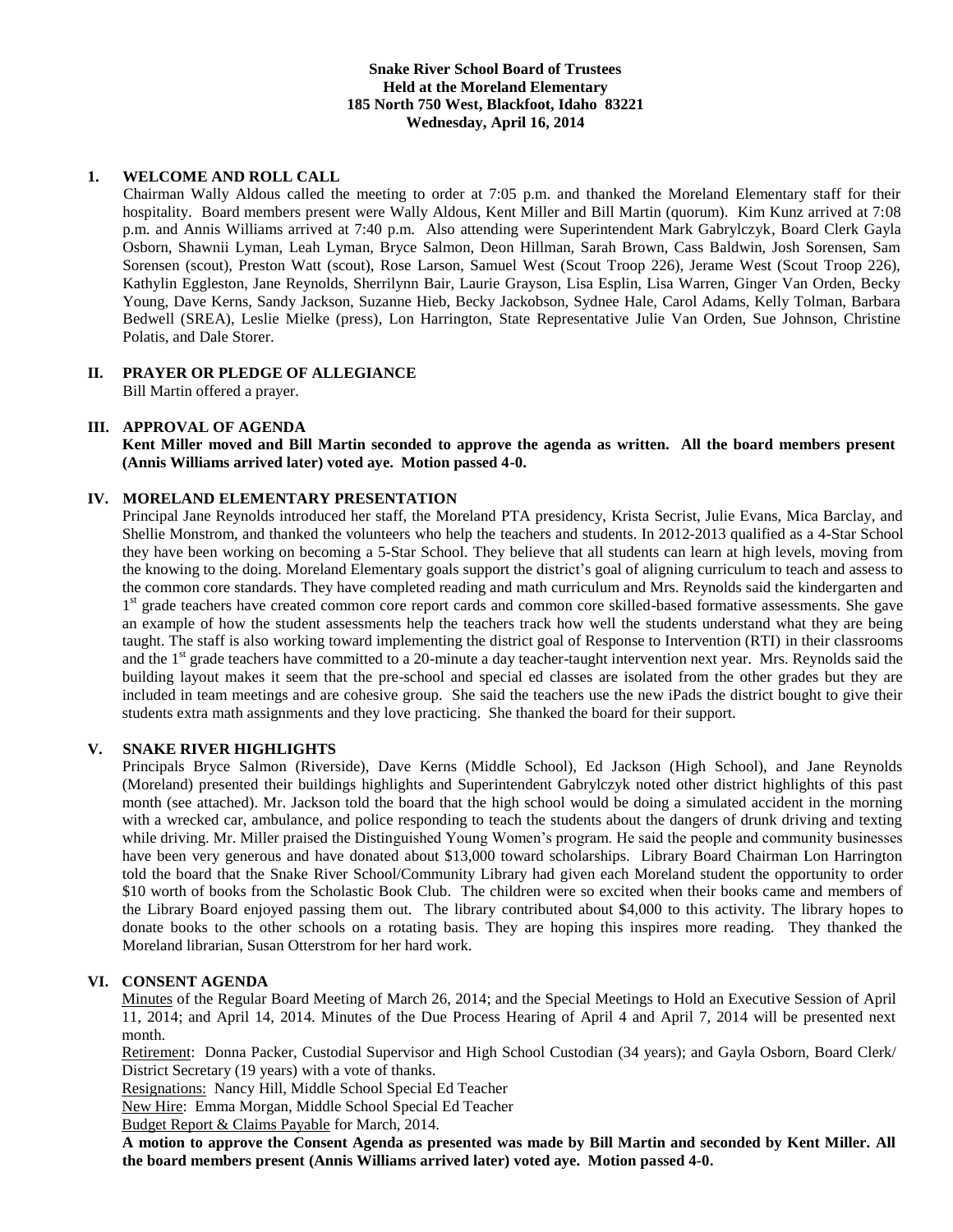**Snake River School Board of Trustees**
**Held at the Moreland Elementary**
**185 North 750 West, Blackfoot, Idaho 83221**
**Wednesday, April 16, 2014**

## 1. WELCOME AND ROLL CALL

Chairman Wally Aldous called the meeting to order at 7:05 p.m. and thanked the Moreland Elementary staff for their hospitality. Board members present were Wally Aldous, Kent Miller and Bill Martin (quorum). Kim Kunz arrived at 7:08 p.m. and Annis Williams arrived at 7:40 p.m. Also attending were Superintendent Mark Gabrylczyk, Board Clerk Gayla Osborn, Shawnii Lyman, Leah Lyman, Bryce Salmon, Deon Hillman, Sarah Brown, Cass Baldwin, Josh Sorensen, Sam Sorensen (scout), Preston Watt (scout), Rose Larson, Samuel West (Scout Troop 226), Jerame West (Scout Troop 226), Kathylin Eggleston, Jane Reynolds, Sherrilynn Bair, Laurie Grayson, Lisa Esplin, Lisa Warren, Ginger Van Orden, Becky Young, Dave Kerns, Sandy Jackson, Suzanne Hieb, Becky Jackobson, Sydnee Hale, Carol Adams, Kelly Tolman, Barbara Bedwell (SREA), Leslie Mielke (press), Lon Harrington, State Representative Julie Van Orden, Sue Johnson, Christine Polatis, and Dale Storer.

## II. PRAYER OR PLEDGE OF ALLEGIANCE

Bill Martin offered a prayer.

## III. APPROVAL OF AGENDA

**Kent Miller moved and Bill Martin seconded to approve the agenda as written. All the board members present (Annis Williams arrived later) voted aye. Motion passed 4-0.**

## IV. MORELAND ELEMENTARY PRESENTATION

Principal Jane Reynolds introduced her staff, the Moreland PTA presidency, Krista Secrist, Julie Evans, Mica Barclay, and Shellie Monstrom, and thanked the volunteers who help the teachers and students. In 2012-2013 qualified as a 4-Star School they have been working on becoming a 5-Star School. They believe that all students can learn at high levels, moving from the knowing to the doing. Moreland Elementary goals support the district's goal of aligning curriculum to teach and assess to the common core standards. They have completed reading and math curriculum and Mrs. Reynolds said the kindergarten and 1st grade teachers have created common core report cards and common core skilled-based formative assessments. She gave an example of how the student assessments help the teachers track how well the students understand what they are being taught. The staff is also working toward implementing the district goal of Response to Intervention (RTI) in their classrooms and the 1st grade teachers have committed to a 20-minute a day teacher-taught intervention next year. Mrs. Reynolds said the building layout makes it seem that the pre-school and special ed classes are isolated from the other grades but they are included in team meetings and are cohesive group. She said the teachers use the new iPads the district bought to give their students extra math assignments and they love practicing. She thanked the board for their support.

## V. SNAKE RIVER HIGHLIGHTS

Principals Bryce Salmon (Riverside), Dave Kerns (Middle School), Ed Jackson (High School), and Jane Reynolds (Moreland) presented their buildings highlights and Superintendent Gabrylczyk noted other district highlights of this past month (see attached). Mr. Jackson told the board that the high school would be doing a simulated accident in the morning with a wrecked car, ambulance, and police responding to teach the students about the dangers of drunk driving and texting while driving. Mr. Miller praised the Distinguished Young Women's program. He said the people and community businesses have been very generous and have donated about $13,000 toward scholarships. Library Board Chairman Lon Harrington told the board that the Snake River School/Community Library had given each Moreland student the opportunity to order $10 worth of books from the Scholastic Book Club. The children were so excited when their books came and members of the Library Board enjoyed passing them out. The library contributed about $4,000 to this activity. The library hopes to donate books to the other schools on a rotating basis. They are hoping this inspires more reading. They thanked the Moreland librarian, Susan Otterstrom for her hard work.

## VI. CONSENT AGENDA

Minutes of the Regular Board Meeting of March 26, 2014; and the Special Meetings to Hold an Executive Session of April 11, 2014; and April 14, 2014. Minutes of the Due Process Hearing of April 4 and April 7, 2014 will be presented next month.

Retirement: Donna Packer, Custodial Supervisor and High School Custodian (34 years); and Gayla Osborn, Board Clerk/ District Secretary (19 years) with a vote of thanks.

Resignations: Nancy Hill, Middle School Special Ed Teacher

New Hire: Emma Morgan, Middle School Special Ed Teacher

Budget Report & Claims Payable for March, 2014.

**A motion to approve the Consent Agenda as presented was made by Bill Martin and seconded by Kent Miller. All the board members present (Annis Williams arrived later) voted aye. Motion passed 4-0.**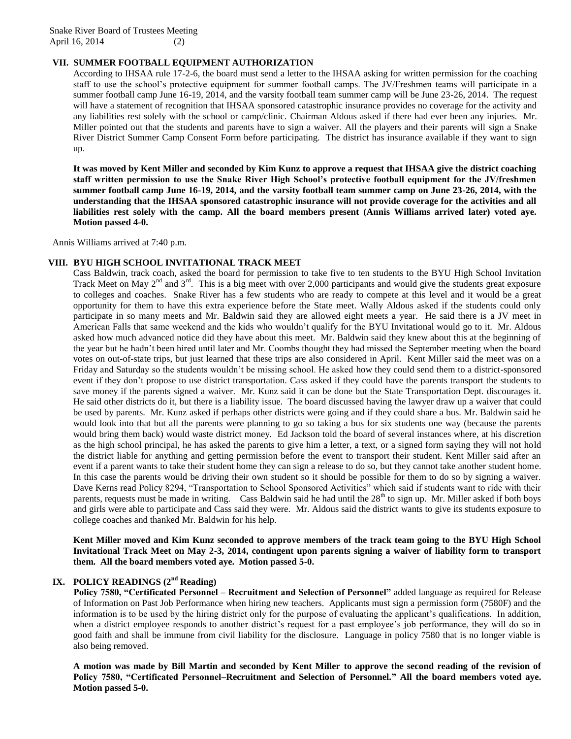## VII. SUMMER FOOTBALL EQUIPMENT AUTHORIZATION

According to IHSAA rule 17-2-6, the board must send a letter to the IHSAA asking for written permission for the coaching staff to use the school's protective equipment for summer football camps. The JV/Freshmen teams will participate in a summer football camp June 16-19, 2014, and the varsity football team summer camp will be June 23-26, 2014. The request will have a statement of recognition that IHSAA sponsored catastrophic insurance provides no coverage for the activity and any liabilities rest solely with the school or camp/clinic. Chairman Aldous asked if there had ever been any injuries. Mr. Miller pointed out that the students and parents have to sign a waiver. All the players and their parents will sign a Snake River District Summer Camp Consent Form before participating. The district has insurance available if they want to sign up.

**It was moved by Kent Miller and seconded by Kim Kunz to approve a request that IHSAA give the district coaching staff written permission to use the Snake River High School's protective football equipment for the JV/freshmen summer football camp June 16-19, 2014, and the varsity football team summer camp on June 23-26, 2014, with the understanding that the IHSAA sponsored catastrophic insurance will not provide coverage for the activities and all liabilities rest solely with the camp. All the board members present (Annis Williams arrived later) voted aye. Motion passed 4-0.**

Annis Williams arrived at 7:40 p.m.

## VIII. BYU HIGH SCHOOL INVITATIONAL TRACK MEET

Cass Baldwin, track coach, asked the board for permission to take five to ten students to the BYU High School Invitation Track Meet on May 2nd and 3rd. This is a big meet with over 2,000 participants and would give the students great exposure to colleges and coaches. Snake River has a few students who are ready to compete at this level and it would be a great opportunity for them to have this extra experience before the State meet. Wally Aldous asked if the students could only participate in so many meets and Mr. Baldwin said they are allowed eight meets a year. He said there is a JV meet in American Falls that same weekend and the kids who wouldn't qualify for the BYU Invitational would go to it. Mr. Aldous asked how much advanced notice did they have about this meet. Mr. Baldwin said they knew about this at the beginning of the year but he hadn't been hired until later and Mr. Coombs thought they had missed the September meeting when the board votes on out-of-state trips, but just learned that these trips are also considered in April. Kent Miller said the meet was on a Friday and Saturday so the students wouldn't be missing school. He asked how they could send them to a district-sponsored event if they don't propose to use district transportation. Cass asked if they could have the parents transport the students to save money if the parents signed a waiver. Mr. Kunz said it can be done but the State Transportation Dept. discourages it. He said other districts do it, but there is a liability issue. The board discussed having the lawyer draw up a waiver that could be used by parents. Mr. Kunz asked if perhaps other districts were going and if they could share a bus. Mr. Baldwin said he would look into that but all the parents were planning to go so taking a bus for six students one way (because the parents would bring them back) would waste district money. Ed Jackson told the board of several instances where, at his discretion as the high school principal, he has asked the parents to give him a letter, a text, or a signed form saying they will not hold the district liable for anything and getting permission before the event to transport their student. Kent Miller said after an event if a parent wants to take their student home they can sign a release to do so, but they cannot take another student home. In this case the parents would be driving their own student so it should be possible for them to do so by signing a waiver. Dave Kerns read Policy 8294, "Transportation to School Sponsored Activities" which said if students want to ride with their parents, requests must be made in writing. Cass Baldwin said he had until the 28th to sign up. Mr. Miller asked if both boys and girls were able to participate and Cass said they were. Mr. Aldous said the district wants to give its students exposure to college coaches and thanked Mr. Baldwin for his help.

**Kent Miller moved and Kim Kunz seconded to approve members of the track team going to the BYU High School Invitational Track Meet on May 2-3, 2014, contingent upon parents signing a waiver of liability form to transport them. All the board members voted aye. Motion passed 5-0.**

## IX. POLICY READINGS (2nd Reading)

**Policy 7580, "Certificated Personnel – Recruitment and Selection of Personnel"** added language as required for Release of Information on Past Job Performance when hiring new teachers. Applicants must sign a permission form (7580F) and the information is to be used by the hiring district only for the purpose of evaluating the applicant's qualifications. In addition, when a district employee responds to another district's request for a past employee's job performance, they will do so in good faith and shall be immune from civil liability for the disclosure. Language in policy 7580 that is no longer viable is also being removed.

**A motion was made by Bill Martin and seconded by Kent Miller to approve the second reading of the revision of Policy 7580, "Certificated Personnel–Recruitment and Selection of Personnel." All the board members voted aye. Motion passed 5-0.**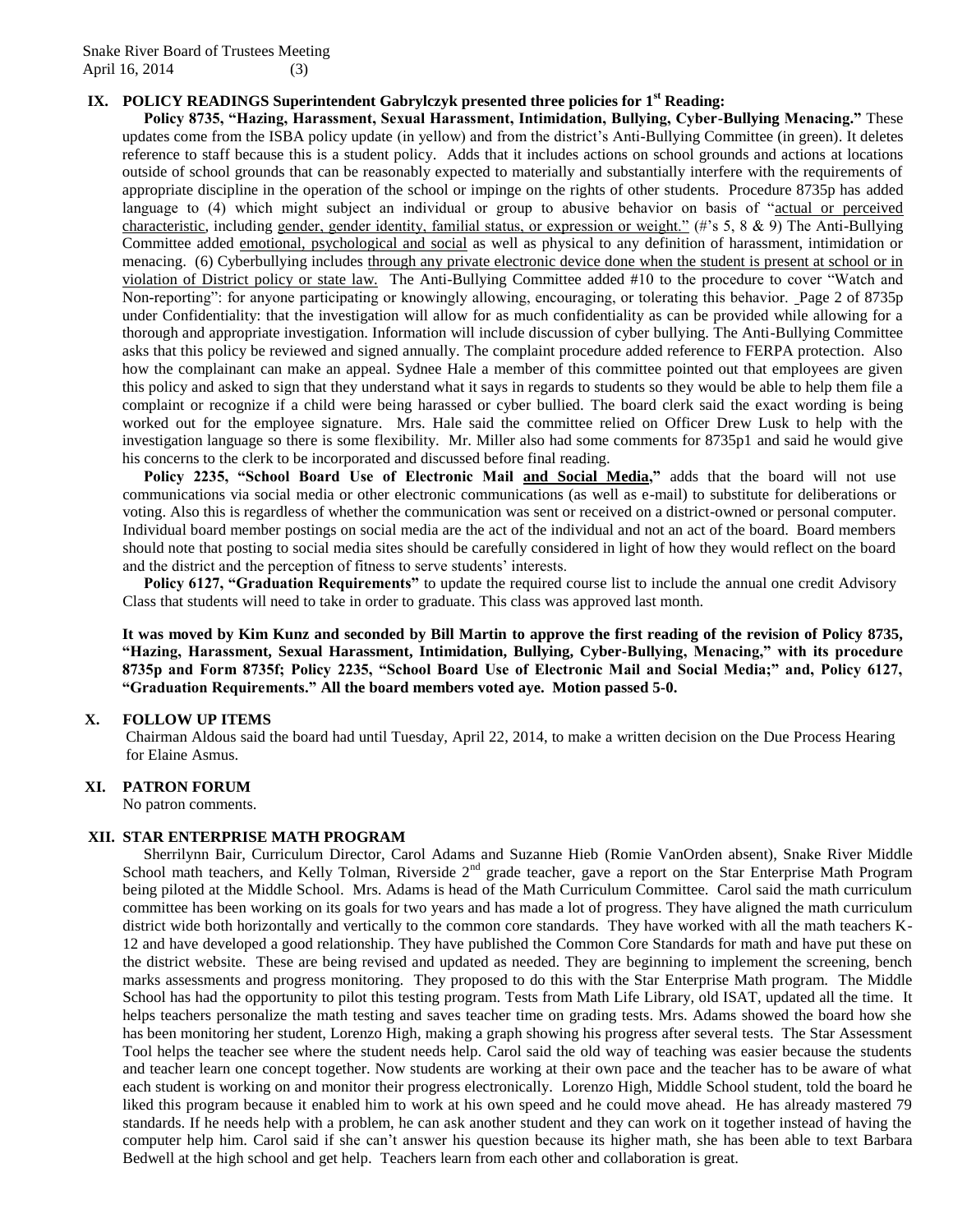## IX. POLICY READINGS Superintendent Gabrylczyk presented three policies for 1st Reading:

**Policy 8735, "Hazing, Harassment, Sexual Harassment, Intimidation, Bullying, Cyber-Bullying Menacing."** These updates come from the ISBA policy update (in yellow) and from the district's Anti-Bullying Committee (in green). It deletes reference to staff because this is a student policy. Adds that it includes actions on school grounds and actions at locations outside of school grounds that can be reasonably expected to materially and substantially interfere with the requirements of appropriate discipline in the operation of the school or impinge on the rights of other students. Procedure 8735p has added language to (4) which might subject an individual or group to abusive behavior on basis of "<u>actual or perceived characteristic</u>, including <u>gender, gender identity, familial status, or expression or weight."</u> (#'s 5, 8 & 9) The Anti-Bullying Committee added <u>emotional, psychological and social</u> as well as physical to any definition of harassment, intimidation or menacing. (6) Cyberbullying includes <u>through any private electronic device done when the student is present at school or in violation of District policy or state law.</u> The Anti-Bullying Committee added #10 to the procedure to cover "Watch and Non-reporting": for anyone participating or knowingly allowing, encouraging, or tolerating this behavior. Page 2 of 8735p under Confidentiality: that the investigation will allow for as much confidentiality as can be provided while allowing for a thorough and appropriate investigation. Information will include discussion of cyber bullying. The Anti-Bullying Committee asks that this policy be reviewed and signed annually. The complaint procedure added reference to FERPA protection. Also how the complainant can make an appeal. Sydnee Hale a member of this committee pointed out that employees are given this policy and asked to sign that they understand what it says in regards to students so they would be able to help them file a complaint or recognize if a child were being harassed or cyber bullied. The board clerk said the exact wording is being worked out for the employee signature. Mrs. Hale said the committee relied on Officer Drew Lusk to help with the investigation language so there is some flexibility. Mr. Miller also had some comments for 8735p1 and said he would give his concerns to the clerk to be incorporated and discussed before final reading.

**Policy 2235, "School Board Use of Electronic Mail <u>and Social Media</u>,"** adds that the board will not use communications via social media or other electronic communications (as well as e-mail) to substitute for deliberations or voting. Also this is regardless of whether the communication was sent or received on a district-owned or personal computer. Individual board member postings on social media are the act of the individual and not an act of the board. Board members should note that posting to social media sites should be carefully considered in light of how they would reflect on the board and the district and the perception of fitness to serve students' interests.

**Policy 6127, "Graduation Requirements"** to update the required course list to include the annual one credit Advisory Class that students will need to take in order to graduate. This class was approved last month.

**It was moved by Kim Kunz and seconded by Bill Martin to approve the first reading of the revision of Policy 8735, "Hazing, Harassment, Sexual Harassment, Intimidation, Bullying, Cyber-Bullying, Menacing," with its procedure 8735p and Form 8735f; Policy 2235, "School Board Use of Electronic Mail and Social Media;" and, Policy 6127, "Graduation Requirements." All the board members voted aye. Motion passed 5-0.**

## X. FOLLOW UP ITEMS

Chairman Aldous said the board had until Tuesday, April 22, 2014, to make a written decision on the Due Process Hearing for Elaine Asmus.

## XI. PATRON FORUM

No patron comments.

## XII. STAR ENTERPRISE MATH PROGRAM

Sherrilynn Bair, Curriculum Director, Carol Adams and Suzanne Hieb (Romie VanOrden absent), Snake River Middle School math teachers, and Kelly Tolman, Riverside 2nd grade teacher, gave a report on the Star Enterprise Math Program being piloted at the Middle School. Mrs. Adams is head of the Math Curriculum Committee. Carol said the math curriculum committee has been working on its goals for two years and has made a lot of progress. They have aligned the math curriculum district wide both horizontally and vertically to the common core standards. They have worked with all the math teachers K-12 and have developed a good relationship. They have published the Common Core Standards for math and have put these on the district website. These are being revised and updated as needed. They are beginning to implement the screening, bench marks assessments and progress monitoring. They proposed to do this with the Star Enterprise Math program. The Middle School has had the opportunity to pilot this testing program. Tests from Math Life Library, old ISAT, updated all the time. It helps teachers personalize the math testing and saves teacher time on grading tests. Mrs. Adams showed the board how she has been monitoring her student, Lorenzo High, making a graph showing his progress after several tests. The Star Assessment Tool helps the teacher see where the student needs help. Carol said the old way of teaching was easier because the students and teacher learn one concept together. Now students are working at their own pace and the teacher has to be aware of what each student is working on and monitor their progress electronically. Lorenzo High, Middle School student, told the board he liked this program because it enabled him to work at his own speed and he could move ahead. He has already mastered 79 standards. If he needs help with a problem, he can ask another student and they can work on it together instead of having the computer help him. Carol said if she can't answer his question because its higher math, she has been able to text Barbara Bedwell at the high school and get help. Teachers learn from each other and collaboration is great.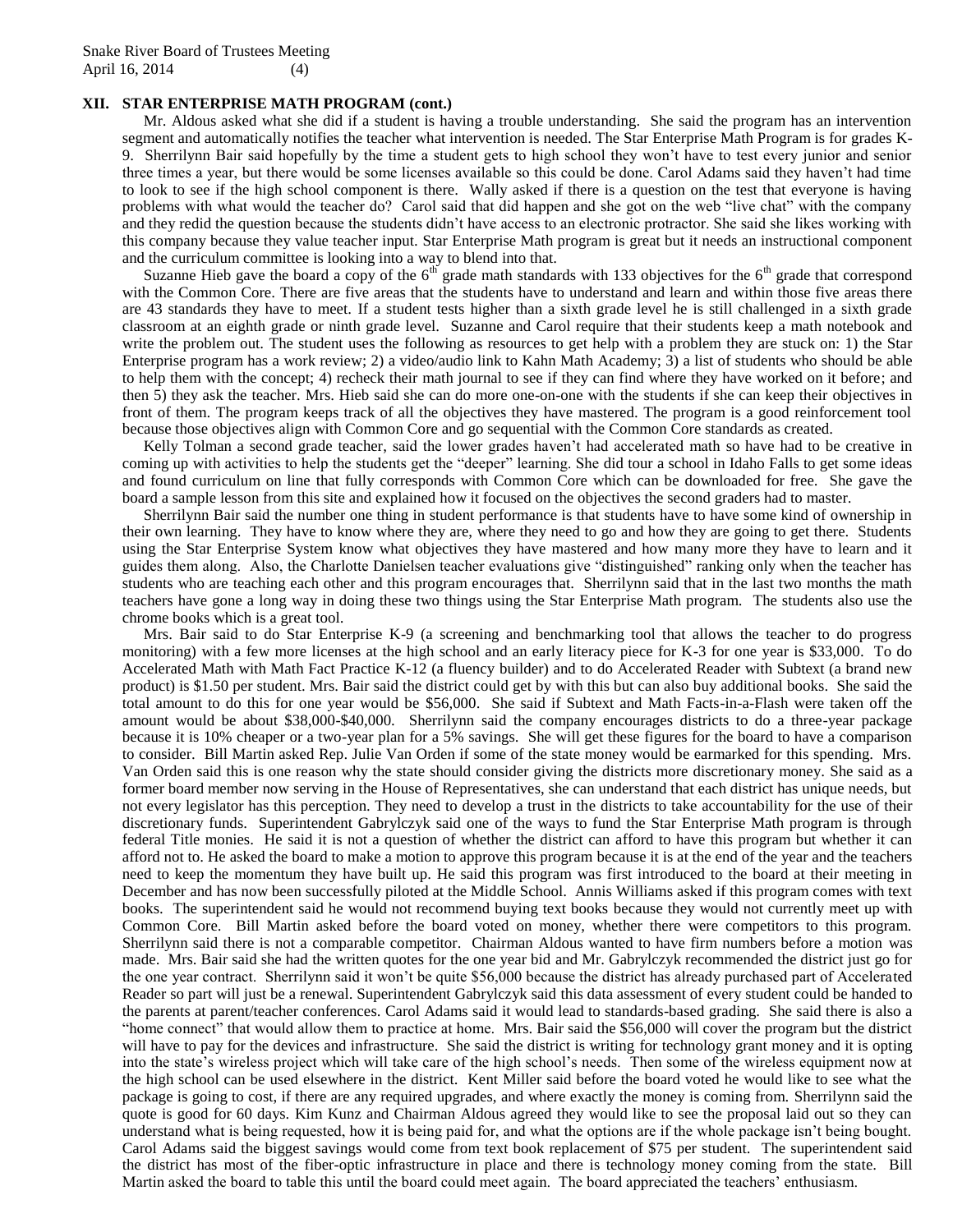## XII. STAR ENTERPRISE MATH PROGRAM (cont.)

Mr. Aldous asked what she did if a student is having a trouble understanding. She said the program has an intervention segment and automatically notifies the teacher what intervention is needed. The Star Enterprise Math Program is for grades K-9. Sherrilynn Bair said hopefully by the time a student gets to high school they won't have to test every junior and senior three times a year, but there would be some licenses available so this could be done. Carol Adams said they haven't had time to look to see if the high school component is there. Wally asked if there is a question on the test that everyone is having problems with what would the teacher do? Carol said that did happen and she got on the web "live chat" with the company and they redid the question because the students didn't have access to an electronic protractor. She said she likes working with this company because they value teacher input. Star Enterprise Math program is great but it needs an instructional component and the curriculum committee is looking into a way to blend into that.

Suzanne Hieb gave the board a copy of the 6th grade math standards with 133 objectives for the 6th grade that correspond with the Common Core. There are five areas that the students have to understand and learn and within those five areas there are 43 standards they have to meet. If a student tests higher than a sixth grade level he is still challenged in a sixth grade classroom at an eighth grade or ninth grade level. Suzanne and Carol require that their students keep a math notebook and write the problem out. The student uses the following as resources to get help with a problem they are stuck on: 1) the Star Enterprise program has a work review; 2) a video/audio link to Kahn Math Academy; 3) a list of students who should be able to help them with the concept; 4) recheck their math journal to see if they can find where they have worked on it before; and then 5) they ask the teacher. Mrs. Hieb said she can do more one-on-one with the students if she can keep their objectives in front of them. The program keeps track of all the objectives they have mastered. The program is a good reinforcement tool because those objectives align with Common Core and go sequential with the Common Core standards as created.

Kelly Tolman a second grade teacher, said the lower grades haven't had accelerated math so have had to be creative in coming up with activities to help the students get the "deeper" learning. She did tour a school in Idaho Falls to get some ideas and found curriculum on line that fully corresponds with Common Core which can be downloaded for free. She gave the board a sample lesson from this site and explained how it focused on the objectives the second graders had to master.

Sherrilynn Bair said the number one thing in student performance is that students have to have some kind of ownership in their own learning. They have to know where they are, where they need to go and how they are going to get there. Students using the Star Enterprise System know what objectives they have mastered and how many more they have to learn and it guides them along. Also, the Charlotte Danielsen teacher evaluations give "distinguished" ranking only when the teacher has students who are teaching each other and this program encourages that. Sherrilynn said that in the last two months the math teachers have gone a long way in doing these two things using the Star Enterprise Math program. The students also use the chrome books which is a great tool.

Mrs. Bair said to do Star Enterprise K-9 (a screening and benchmarking tool that allows the teacher to do progress monitoring) with a few more licenses at the high school and an early literacy piece for K-3 for one year is $33,000. To do Accelerated Math with Math Fact Practice K-12 (a fluency builder) and to do Accelerated Reader with Subtext (a brand new product) is $1.50 per student. Mrs. Bair said the district could get by with this but can also buy additional books. She said the total amount to do this for one year would be $56,000. She said if Subtext and Math Facts-in-a-Flash were taken off the amount would be about $38,000-$40,000. Sherrilynn said the company encourages districts to do a three-year package because it is 10% cheaper or a two-year plan for a 5% savings. She will get these figures for the board to have a comparison to consider. Bill Martin asked Rep. Julie Van Orden if some of the state money would be earmarked for this spending. Mrs. Van Orden said this is one reason why the state should consider giving the districts more discretionary money. She said as a former board member now serving in the House of Representatives, she can understand that each district has unique needs, but not every legislator has this perception. They need to develop a trust in the districts to take accountability for the use of their discretionary funds. Superintendent Gabrylczyk said one of the ways to fund the Star Enterprise Math program is through federal Title monies. He said it is not a question of whether the district can afford to have this program but whether it can afford not to. He asked the board to make a motion to approve this program because it is at the end of the year and the teachers need to keep the momentum they have built up. He said this program was first introduced to the board at their meeting in December and has now been successfully piloted at the Middle School. Annis Williams asked if this program comes with text books. The superintendent said he would not recommend buying text books because they would not currently meet up with Common Core. Bill Martin asked before the board voted on money, whether there were competitors to this program. Sherrilynn said there is not a comparable competitor. Chairman Aldous wanted to have firm numbers before a motion was made. Mrs. Bair said she had the written quotes for the one year bid and Mr. Gabrylczyk recommended the district just go for the one year contract. Sherrilynn said it won't be quite $56,000 because the district has already purchased part of Accelerated Reader so part will just be a renewal. Superintendent Gabrylczyk said this data assessment of every student could be handed to the parents at parent/teacher conferences. Carol Adams said it would lead to standards-based grading. She said there is also a "home connect" that would allow them to practice at home. Mrs. Bair said the $56,000 will cover the program but the district will have to pay for the devices and infrastructure. She said the district is writing for technology grant money and it is opting into the state's wireless project which will take care of the high school's needs. Then some of the wireless equipment now at the high school can be used elsewhere in the district. Kent Miller said before the board voted he would like to see what the package is going to cost, if there are any required upgrades, and where exactly the money is coming from. Sherrilynn said the quote is good for 60 days. Kim Kunz and Chairman Aldous agreed they would like to see the proposal laid out so they can understand what is being requested, how it is being paid for, and what the options are if the whole package isn't being bought. Carol Adams said the biggest savings would come from text book replacement of $75 per student. The superintendent said the district has most of the fiber-optic infrastructure in place and there is technology money coming from the state. Bill Martin asked the board to table this until the board could meet again. The board appreciated the teachers' enthusiasm.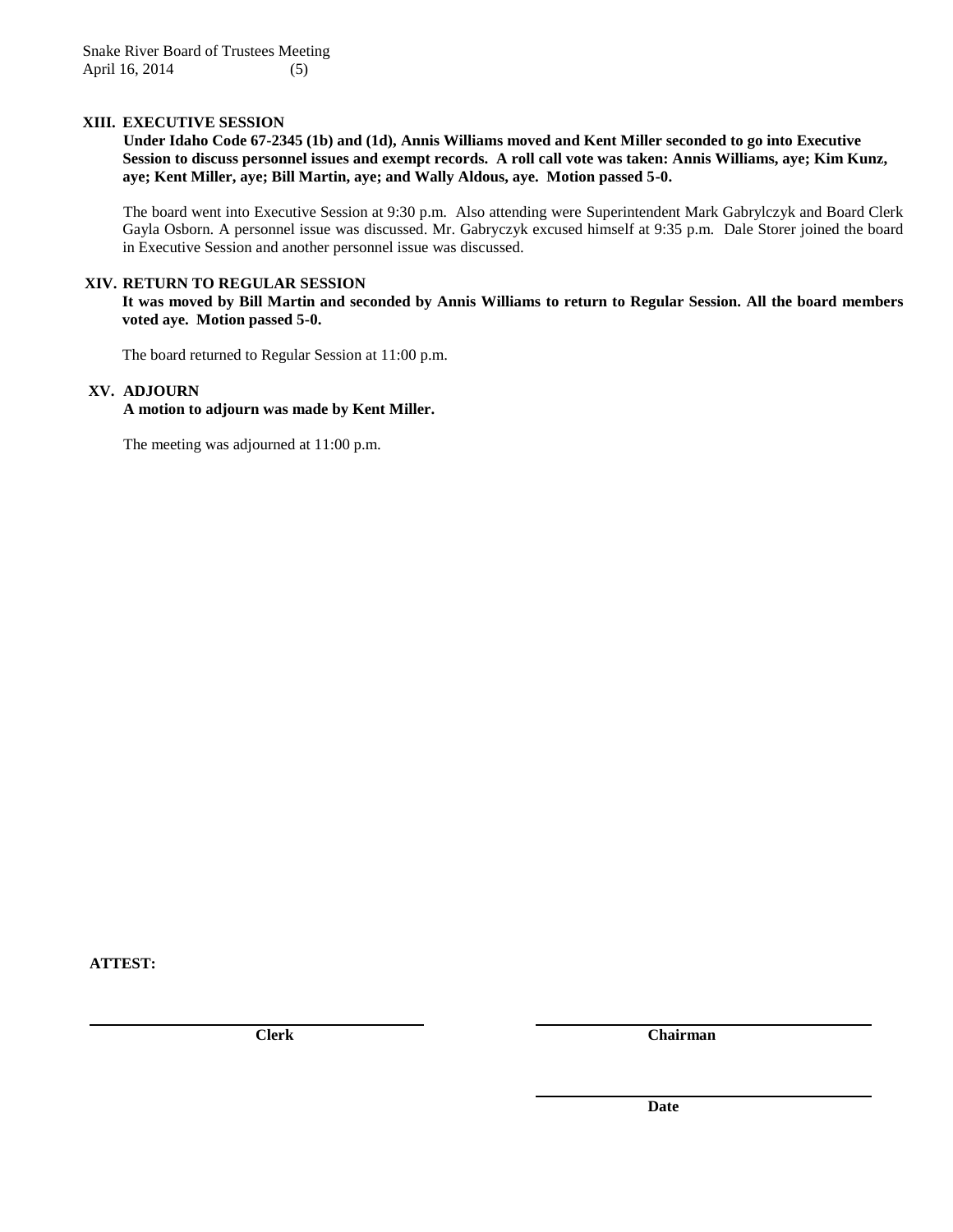**XIII. EXECUTIVE SESSION**

**Under Idaho Code 67-2345 (1b) and (1d), Annis Williams moved and Kent Miller seconded to go into Executive Session to discuss personnel issues and exempt records. A roll call vote was taken: Annis Williams, aye; Kim Kunz, aye; Kent Miller, aye; Bill Martin, aye; and Wally Aldous, aye. Motion passed 5-0.**

The board went into Executive Session at 9:30 p.m. Also attending were Superintendent Mark Gabrylczyk and Board Clerk Gayla Osborn. A personnel issue was discussed. Mr. Gabryczyk excused himself at 9:35 p.m. Dale Storer joined the board in Executive Session and another personnel issue was discussed.

**XIV. RETURN TO REGULAR SESSION**

**It was moved by Bill Martin and seconded by Annis Williams to return to Regular Session. All the board members voted aye. Motion passed 5-0.**

The board returned to Regular Session at 11:00 p.m.

**XV. ADJOURN**

**A motion to adjourn was made by Kent Miller.**

The meeting was adjourned at 11:00 p.m.

**ATTEST:**

| | |
|---|---|
| ______________________________ | ______________________________ |
| **Clerk** | **Chairman** |
| | ______________________________ |
| | **Date** |